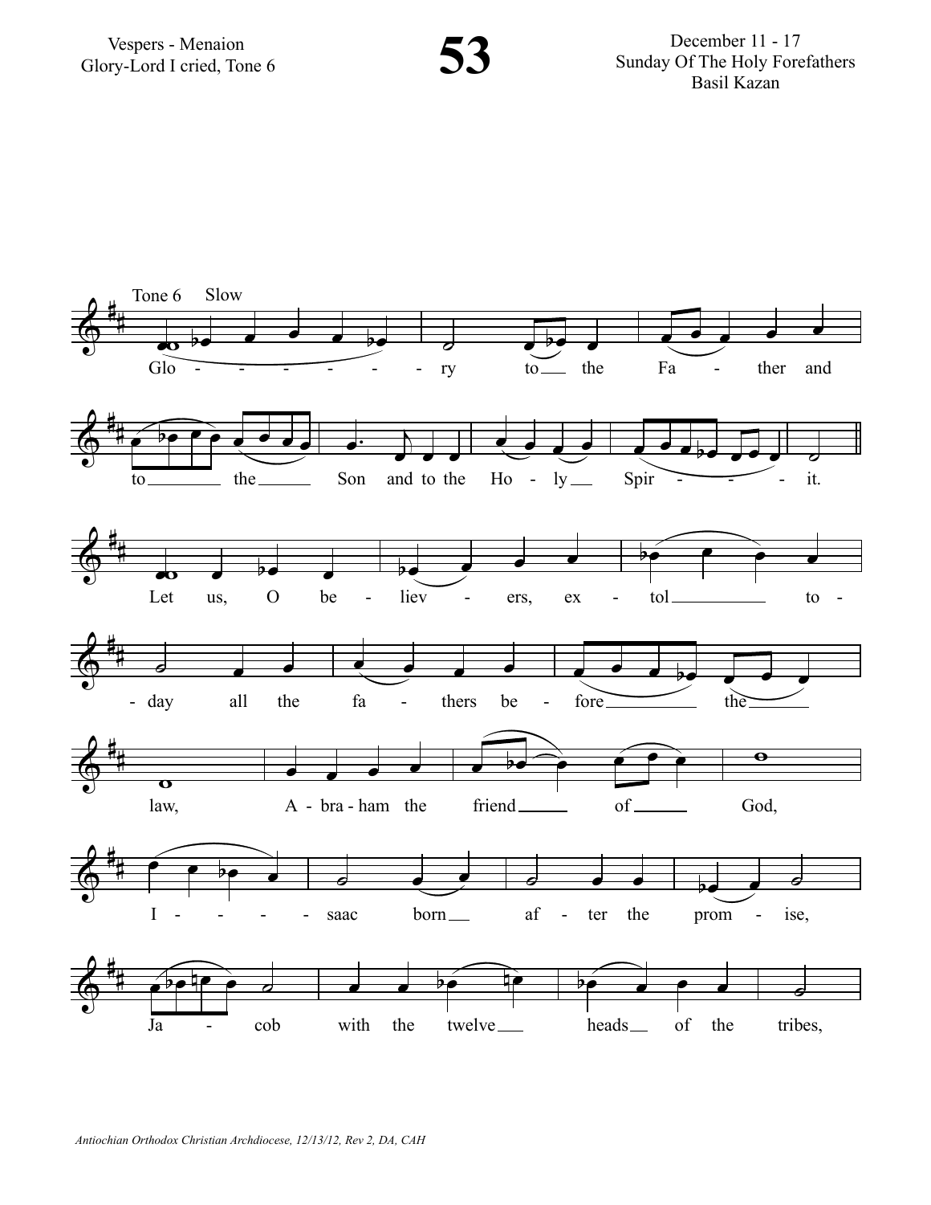Vespers - Menaion
Glory-Lord I cried, Tone 6

# 53

December 11 - 17
Sunday Of The Holy Forefathers
Basil Kazan

Tone 6 Slow

Glo - - - - - - - ry to the Fa - ther and to the Son and to the Ho - ly Spir - - - it.

Let us, O be - liev - ers, ex - tol to - day all the fa - thers be - fore the law, A - bra - ham the friend of God, I - - - - saac born af - ter the prom - ise, Ja - cob with the twelve heads of the tribes,

*Antiochian Orthodox Christian Archdiocese, 12/13/12, Rev 2, DA, CAH*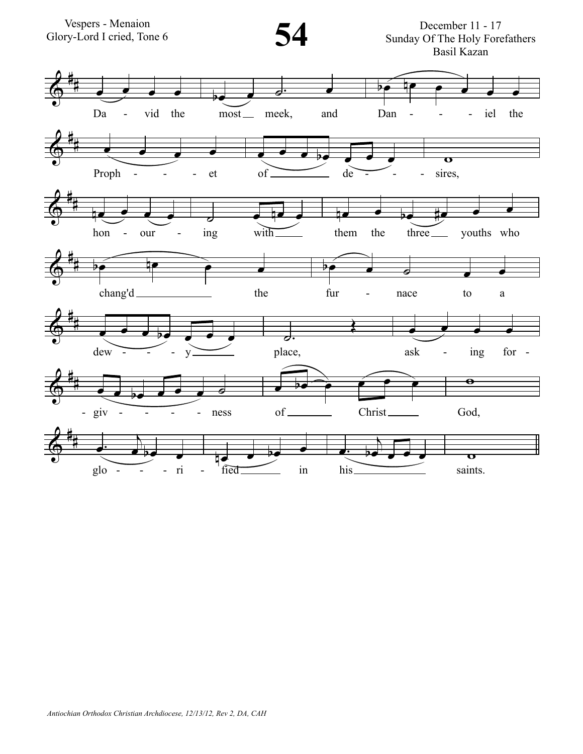Vespers - Menaion
Glory-Lord I cried, Tone 6

# 54

December 11 - 17
Sunday Of The Holy Forefathers
Basil Kazan

Da - vid the most meek, and Dan - - - iel the Proph - - - et of de - - - sires, hon - our - ing with them the three youths who chang'd the fur - nace to a dew - - - - y place, ask - ing for - giv - - - - ness of Christ God, glo - - - ri - fied in his saints.

*Antiochian Orthodox Christian Archdiocese, 12/13/12, Rev 2, DA, CAH*